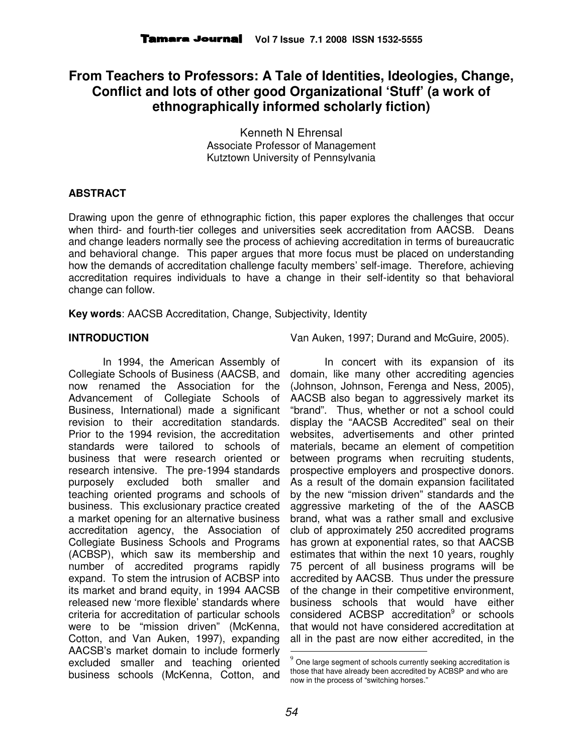# From Teachers to Professors: A Tale of Identities, Ideologies, Change, Conflict and lots of other good Organizational 'Stuff' (a work of ethnographically informed scholarly fiction)

Kenneth N Ehrensal
Associate Professor of Management
Kutztown University of Pennsylvania

## ABSTRACT

Drawing upon the genre of ethnographic fiction, this paper explores the challenges that occur when third- and fourth-tier colleges and universities seek accreditation from AACSB. Deans and change leaders normally see the process of achieving accreditation in terms of bureaucratic and behavioral change. This paper argues that more focus must be placed on understanding how the demands of accreditation challenge faculty members' self-image. Therefore, achieving accreditation requires individuals to have a change in their self-identity so that behavioral change can follow.

**Key words**: AACSB Accreditation, Change, Subjectivity, Identity

## INTRODUCTION

In 1994, the American Assembly of Collegiate Schools of Business (AACSB, and now renamed the Association for the Advancement of Collegiate Schools of Business, International) made a significant revision to their accreditation standards. Prior to the 1994 revision, the accreditation standards were tailored to schools of business that were research oriented or research intensive. The pre-1994 standards purposely excluded both smaller and teaching oriented programs and schools of business. This exclusionary practice created a market opening for an alternative business accreditation agency, the Association of Collegiate Business Schools and Programs (ACBSP), which saw its membership and number of accredited programs rapidly expand. To stem the intrusion of ACBSP into its market and brand equity, in 1994 AACSB released new 'more flexible' standards where criteria for accreditation of particular schools were to be "mission driven" (McKenna, Cotton, and Van Auken, 1997), expanding AACSB's market domain to include formerly excluded smaller and teaching oriented business schools (McKenna, Cotton, and Van Auken, 1997; Durand and McGuire, 2005).

In concert with its expansion of its domain, like many other accrediting agencies (Johnson, Johnson, Ferenga and Ness, 2005), AACSB also began to aggressively market its "brand". Thus, whether or not a school could display the "AACSB Accredited" seal on their websites, advertisements and other printed materials, became an element of competition between programs when recruiting students, prospective employers and prospective donors. As a result of the domain expansion facilitated by the new "mission driven" standards and the aggressive marketing of the of the AASCB brand, what was a rather small and exclusive club of approximately 250 accredited programs has grown at exponential rates, so that AACSB estimates that within the next 10 years, roughly 75 percent of all business programs will be accredited by AACSB. Thus under the pressure of the change in their competitive environment, business schools that would have either considered ACBSP accreditation[9] or schools that would not have considered accreditation at all in the past are now either accredited, in the

[9] One large segment of schools currently seeking accreditation is those that have already been accredited by ACBSP and who are now in the process of "switching horses."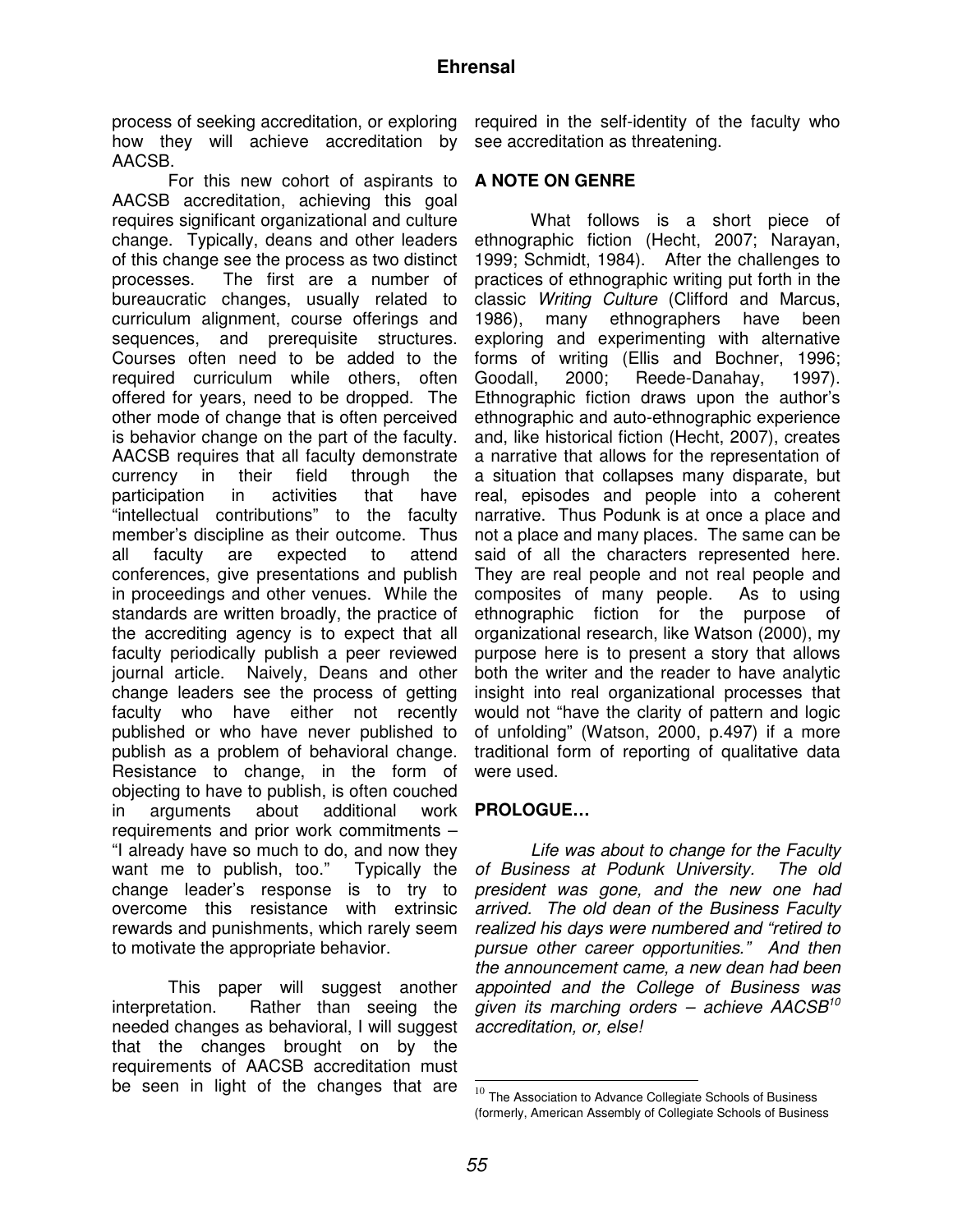process of seeking accreditation, or exploring how they will achieve accreditation by AACSB.

For this new cohort of aspirants to AACSB accreditation, achieving this goal requires significant organizational and culture change. Typically, deans and other leaders of this change see the process as two distinct processes. The first are a number of bureaucratic changes, usually related to curriculum alignment, course offerings and sequences, and prerequisite structures. Courses often need to be added to the required curriculum while others, often offered for years, need to be dropped. The other mode of change that is often perceived is behavior change on the part of the faculty. AACSB requires that all faculty demonstrate currency in their field through the participation in activities that have "intellectual contributions" to the faculty member's discipline as their outcome. Thus all faculty are expected to attend conferences, give presentations and publish in proceedings and other venues. While the standards are written broadly, the practice of the accrediting agency is to expect that all faculty periodically publish a peer reviewed journal article. Naively, Deans and other change leaders see the process of getting faculty who have either not recently published or who have never published to publish as a problem of behavioral change. Resistance to change, in the form of objecting to have to publish, is often couched in arguments about additional work requirements and prior work commitments – "I already have so much to do, and now they want me to publish, too." Typically the change leader's response is to try to overcome this resistance with extrinsic rewards and punishments, which rarely seem to motivate the appropriate behavior.

This paper will suggest another interpretation. Rather than seeing the needed changes as behavioral, I will suggest that the changes brought on by the requirements of AACSB accreditation must be seen in light of the changes that are required in the self-identity of the faculty who see accreditation as threatening.

## A NOTE ON GENRE

What follows is a short piece of ethnographic fiction (Hecht, 2007; Narayan, 1999; Schmidt, 1984). After the challenges to practices of ethnographic writing put forth in the classic *Writing Culture* (Clifford and Marcus, 1986), many ethnographers have been exploring and experimenting with alternative forms of writing (Ellis and Bochner, 1996; Goodall, 2000; Reede-Danahay, 1997). Ethnographic fiction draws upon the author's ethnographic and auto-ethnographic experience and, like historical fiction (Hecht, 2007), creates a narrative that allows for the representation of a situation that collapses many disparate, but real, episodes and people into a coherent narrative. Thus Podunk is at once a place and not a place and many places. The same can be said of all the characters represented here. They are real people and not real people and composites of many people. As to using ethnographic fiction for the purpose of organizational research, like Watson (2000), my purpose here is to present a story that allows both the writer and the reader to have analytic insight into real organizational processes that would not "have the clarity of pattern and logic of unfolding" (Watson, 2000, p.497) if a more traditional form of reporting of qualitative data were used.

## PROLOGUE…

*Life was about to change for the Faculty of Business at Podunk University. The old president was gone, and the new one had arrived. The old dean of the Business Faculty realized his days were numbered and "retired to pursue other career opportunities." And then the announcement came, a new dean had been appointed and the College of Business was given its marching orders – achieve AACSB[10] accreditation, or, else!*

[10] The Association to Advance Collegiate Schools of Business (formerly, American Assembly of Collegiate Schools of Business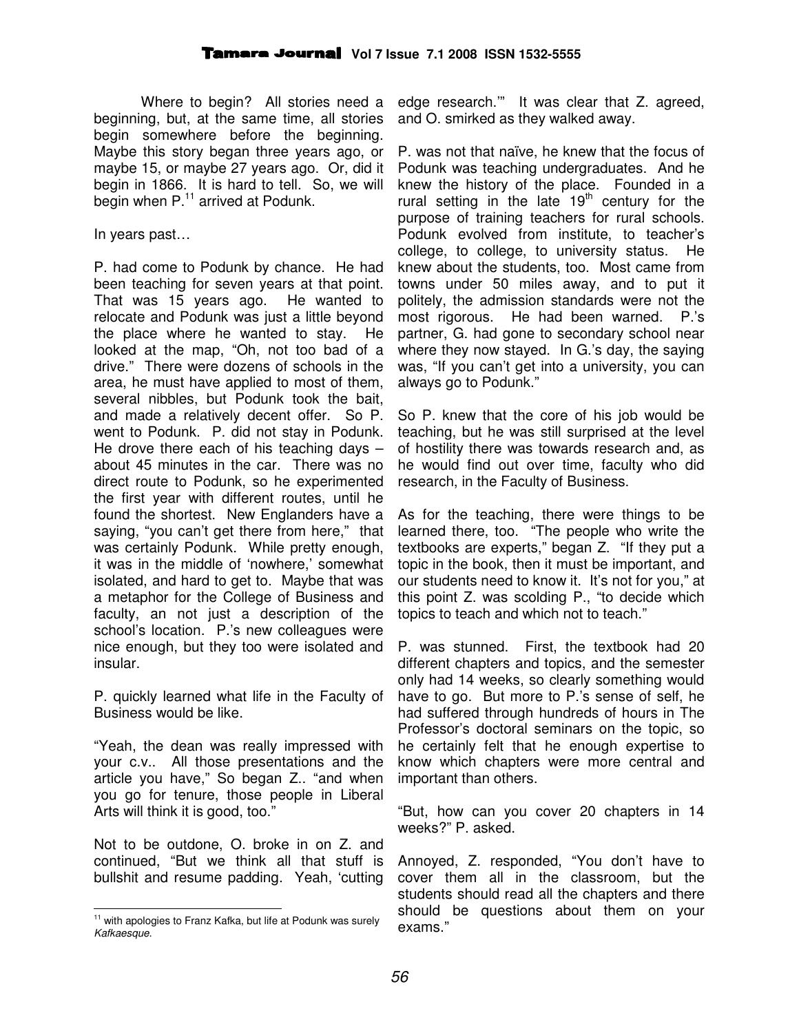Where to begin? All stories need a beginning, but, at the same time, all stories begin somewhere before the beginning. Maybe this story began three years ago, or maybe 15, or maybe 27 years ago. Or, did it begin in 1866. It is hard to tell. So, we will begin when P.[11] arrived at Podunk.

In years past…

P. had come to Podunk by chance. He had been teaching for seven years at that point. That was 15 years ago. He wanted to relocate and Podunk was just a little beyond the place where he wanted to stay. He looked at the map, "Oh, not too bad of a drive." There were dozens of schools in the area, he must have applied to most of them, several nibbles, but Podunk took the bait, and made a relatively decent offer. So P. went to Podunk. P. did not stay in Podunk. He drove there each of his teaching days – about 45 minutes in the car. There was no direct route to Podunk, so he experimented the first year with different routes, until he found the shortest. New Englanders have a saying, "you can't get there from here," that was certainly Podunk. While pretty enough, it was in the middle of 'nowhere,' somewhat isolated, and hard to get to. Maybe that was a metaphor for the College of Business and faculty, an not just a description of the school's location. P.'s new colleagues were nice enough, but they too were isolated and insular.

P. quickly learned what life in the Faculty of Business would be like.

"Yeah, the dean was really impressed with your c.v.. All those presentations and the article you have," So began Z.. "and when you go for tenure, those people in Liberal Arts will think it is good, too."

Not to be outdone, O. broke in on Z. and continued, "But we think all that stuff is bullshit and resume padding. Yeah, 'cutting edge research.'" It was clear that Z. agreed, and O. smirked as they walked away.

P. was not that naïve, he knew that the focus of Podunk was teaching undergraduates. And he knew the history of the place. Founded in a rural setting in the late 19th century for the purpose of training teachers for rural schools. Podunk evolved from institute, to teacher's college, to college, to university status. He knew about the students, too. Most came from towns under 50 miles away, and to put it politely, the admission standards were not the most rigorous. He had been warned. P.'s partner, G. had gone to secondary school near where they now stayed. In G.'s day, the saying was, "If you can't get into a university, you can always go to Podunk."

So P. knew that the core of his job would be teaching, but he was still surprised at the level of hostility there was towards research and, as he would find out over time, faculty who did research, in the Faculty of Business.

As for the teaching, there were things to be learned there, too. "The people who write the textbooks are experts," began Z. "If they put a topic in the book, then it must be important, and our students need to know it. It's not for you," at this point Z. was scolding P., "to decide which topics to teach and which not to teach."

P. was stunned. First, the textbook had 20 different chapters and topics, and the semester only had 14 weeks, so clearly something would have to go. But more to P.'s sense of self, he had suffered through hundreds of hours in The Professor's doctoral seminars on the topic, so he certainly felt that he enough expertise to know which chapters were more central and important than others.

"But, how can you cover 20 chapters in 14 weeks?" P. asked.

Annoyed, Z. responded, "You don't have to cover them all in the classroom, but the students should read all the chapters and there should be questions about them on your exams."

[11] with apologies to Franz Kafka, but life at Podunk was surely *Kafkaesque*.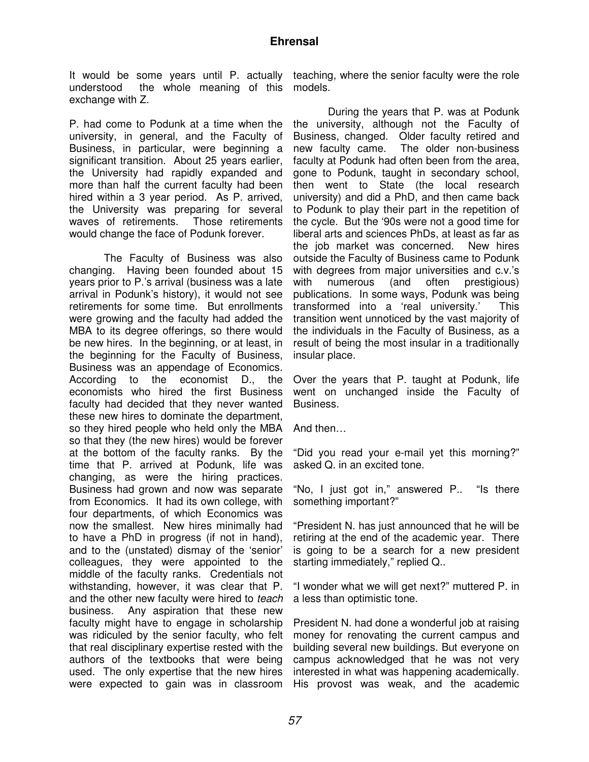It would be some years until P. actually understood the whole meaning of this exchange with Z.

P. had come to Podunk at a time when the university, in general, and the Faculty of Business, in particular, were beginning a significant transition. About 25 years earlier, the University had rapidly expanded and more than half the current faculty had been hired within a 3 year period. As P. arrived, the University was preparing for several waves of retirements. Those retirements would change the face of Podunk forever.

The Faculty of Business was also changing. Having been founded about 15 years prior to P.'s arrival (business was a late arrival in Podunk's history), it would not see retirements for some time. But enrollments were growing and the faculty had added the MBA to its degree offerings, so there would be new hires. In the beginning, or at least, in the beginning for the Faculty of Business, Business was an appendage of Economics. According to the economist D., the economists who hired the first Business faculty had decided that they never wanted these new hires to dominate the department, so they hired people who held only the MBA so that they (the new hires) would be forever at the bottom of the faculty ranks. By the time that P. arrived at Podunk, life was changing, as were the hiring practices. Business had grown and now was separate from Economics. It had its own college, with four departments, of which Economics was now the smallest. New hires minimally had to have a PhD in progress (if not in hand), and to the (unstated) dismay of the 'senior' colleagues, they were appointed to the middle of the faculty ranks. Credentials not withstanding, however, it was clear that P. and the other new faculty were hired to *teach* business. Any aspiration that these new faculty might have to engage in scholarship was ridiculed by the senior faculty, who felt that real disciplinary expertise rested with the authors of the textbooks that were being used. The only expertise that the new hires were expected to gain was in classroom teaching, where the senior faculty were the role models.

During the years that P. was at Podunk the university, although not the Faculty of Business, changed. Older faculty retired and new faculty came. The older non-business faculty at Podunk had often been from the area, gone to Podunk, taught in secondary school, then went to State (the local research university) and did a PhD, and then came back to Podunk to play their part in the repetition of the cycle. But the '90s were not a good time for liberal arts and sciences PhDs, at least as far as the job market was concerned. New hires outside the Faculty of Business came to Podunk with degrees from major universities and c.v.'s with numerous (and often prestigious) publications. In some ways, Podunk was being transformed into a 'real university.' This transition went unnoticed by the vast majority of the individuals in the Faculty of Business, as a result of being the most insular in a traditionally insular place.

Over the years that P. taught at Podunk, life went on unchanged inside the Faculty of Business.

And then…

"Did you read your e-mail yet this morning?" asked Q. in an excited tone.

"No, I just got in," answered P.. "Is there something important?"

"President N. has just announced that he will be retiring at the end of the academic year. There is going to be a search for a new president starting immediately," replied Q..

"I wonder what we will get next?" muttered P. in a less than optimistic tone.

President N. had done a wonderful job at raising money for renovating the current campus and building several new buildings. But everyone on campus acknowledged that he was not very interested in what was happening academically. His provost was weak, and the academic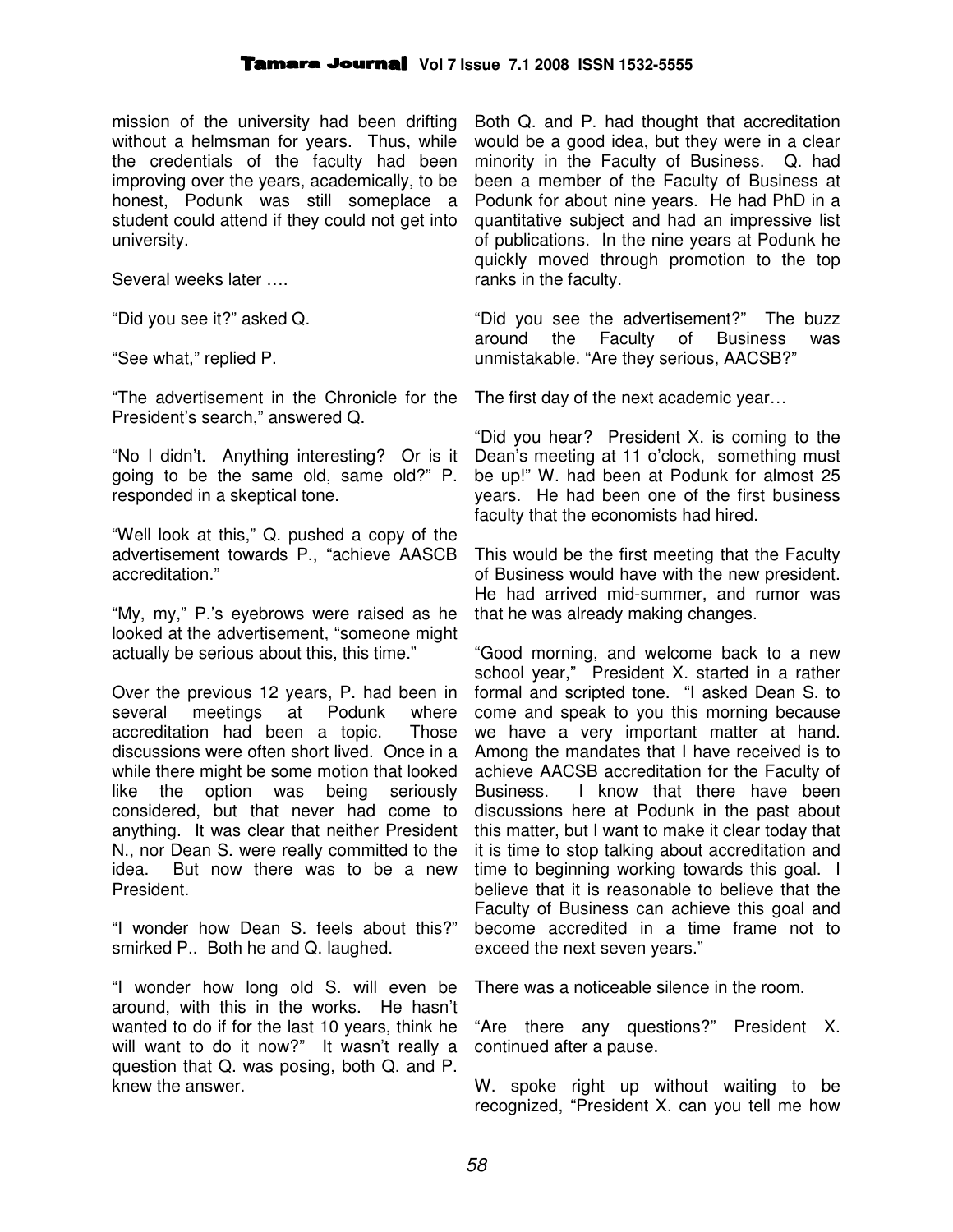mission of the university had been drifting without a helmsman for years. Thus, while the credentials of the faculty had been improving over the years, academically, to be honest, Podunk was still someplace a student could attend if they could not get into university.

Several weeks later ….

"Did you see it?" asked Q.

"See what," replied P.

"The advertisement in the Chronicle for the President's search," answered Q.

"No I didn't. Anything interesting? Or is it going to be the same old, same old?" P. responded in a skeptical tone.

"Well look at this," Q. pushed a copy of the advertisement towards P., "achieve AASCB accreditation."

"My, my," P.'s eyebrows were raised as he looked at the advertisement, "someone might actually be serious about this, this time."

Over the previous 12 years, P. had been in several meetings at Podunk where accreditation had been a topic. Those discussions were often short lived. Once in a while there might be some motion that looked like the option was being seriously considered, but that never had come to anything. It was clear that neither President N., nor Dean S. were really committed to the idea. But now there was to be a new President.

"I wonder how Dean S. feels about this?" smirked P.. Both he and Q. laughed.

"I wonder how long old S. will even be around, with this in the works. He hasn't wanted to do if for the last 10 years, think he will want to do it now?" It wasn't really a question that Q. was posing, both Q. and P. knew the answer.

Both Q. and P. had thought that accreditation would be a good idea, but they were in a clear minority in the Faculty of Business. Q. had been a member of the Faculty of Business at Podunk for about nine years. He had PhD in a quantitative subject and had an impressive list of publications. In the nine years at Podunk he quickly moved through promotion to the top ranks in the faculty.

"Did you see the advertisement?" The buzz around the Faculty of Business was unmistakable. "Are they serious, AACSB?"

The first day of the next academic year…

"Did you hear? President X. is coming to the Dean's meeting at 11 o'clock, something must be up!" W. had been at Podunk for almost 25 years. He had been one of the first business faculty that the economists had hired.

This would be the first meeting that the Faculty of Business would have with the new president. He had arrived mid-summer, and rumor was that he was already making changes.

"Good morning, and welcome back to a new school year," President X. started in a rather formal and scripted tone. "I asked Dean S. to come and speak to you this morning because we have a very important matter at hand. Among the mandates that I have received is to achieve AACSB accreditation for the Faculty of Business. I know that there have been discussions here at Podunk in the past about this matter, but I want to make it clear today that it is time to stop talking about accreditation and time to beginning working towards this goal. I believe that it is reasonable to believe that the Faculty of Business can achieve this goal and become accredited in a time frame not to exceed the next seven years."

There was a noticeable silence in the room.

"Are there any questions?" President X. continued after a pause.

W. spoke right up without waiting to be recognized, "President X. can you tell me how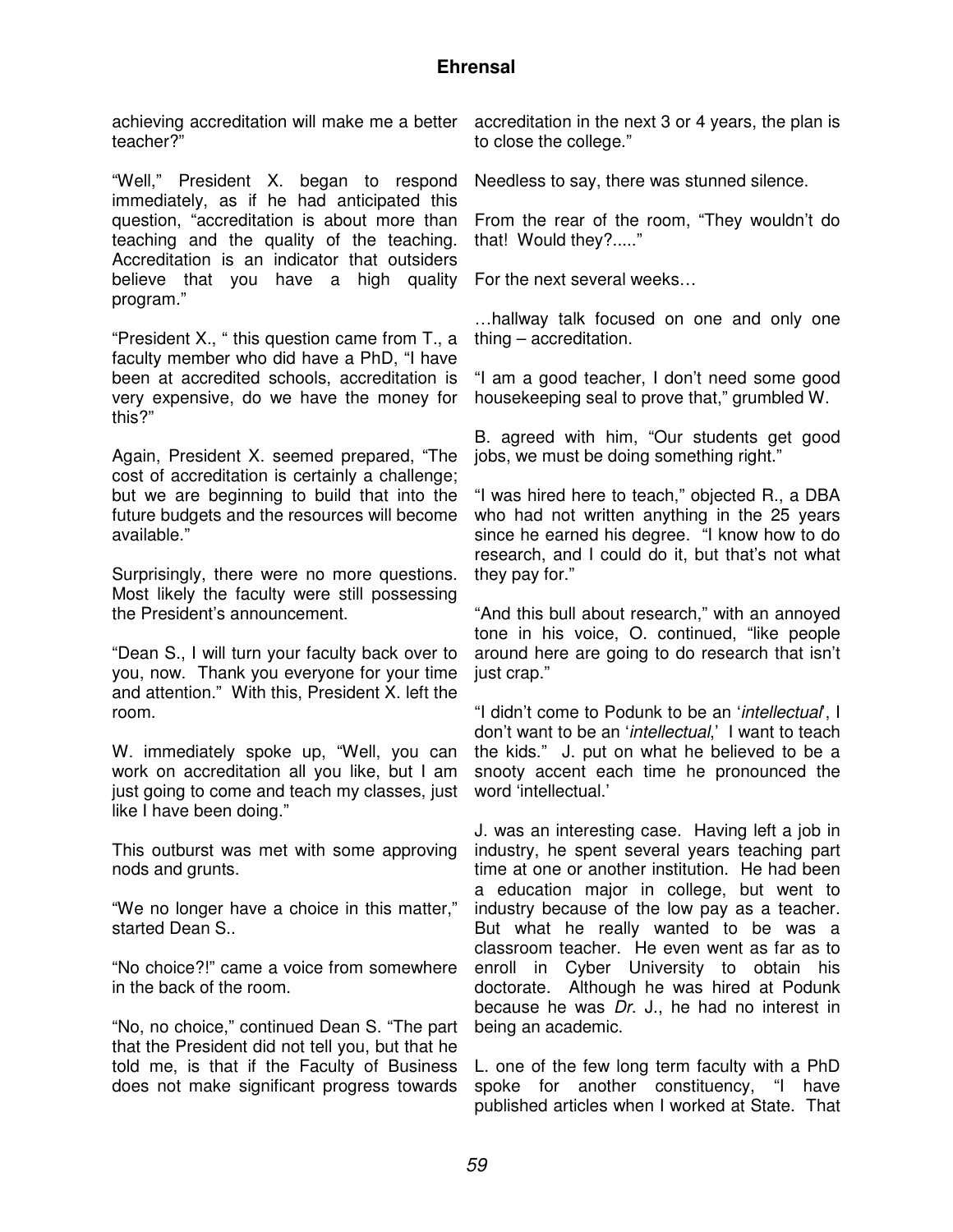achieving accreditation will make me a better teacher?"

"Well," President X. began to respond immediately, as if he had anticipated this question, "accreditation is about more than teaching and the quality of the teaching. Accreditation is an indicator that outsiders believe that you have a high quality program."

"President X., " this question came from T., a faculty member who did have a PhD, "I have been at accredited schools, accreditation is very expensive, do we have the money for this?"

Again, President X. seemed prepared, "The cost of accreditation is certainly a challenge; but we are beginning to build that into the future budgets and the resources will become available."

Surprisingly, there were no more questions. Most likely the faculty were still possessing the President's announcement.

"Dean S., I will turn your faculty back over to you, now. Thank you everyone for your time and attention." With this, President X. left the room.

W. immediately spoke up, "Well, you can work on accreditation all you like, but I am just going to come and teach my classes, just like I have been doing."

This outburst was met with some approving nods and grunts.

"We no longer have a choice in this matter," started Dean S..

"No choice?!" came a voice from somewhere in the back of the room.

"No, no choice," continued Dean S. "The part that the President did not tell you, but that he told me, is that if the Faculty of Business does not make significant progress towards accreditation in the next 3 or 4 years, the plan is to close the college."

Needless to say, there was stunned silence.

From the rear of the room, "They wouldn't do that! Would they?....."

For the next several weeks…

…hallway talk focused on one and only one thing – accreditation.

"I am a good teacher, I don't need some good housekeeping seal to prove that," grumbled W.

B. agreed with him, "Our students get good jobs, we must be doing something right."

"I was hired here to teach," objected R., a DBA who had not written anything in the 25 years since he earned his degree. "I know how to do research, and I could do it, but that's not what they pay for."

"And this bull about research," with an annoyed tone in his voice, O. continued, "like people around here are going to do research that isn't just crap."

"I didn't come to Podunk to be an '*intellectual*', I don't want to be an '*intellectual*,' I want to teach the kids." J. put on what he believed to be a snooty accent each time he pronounced the word 'intellectual.'

J. was an interesting case. Having left a job in industry, he spent several years teaching part time at one or another institution. He had been a education major in college, but went to industry because of the low pay as a teacher. But what he really wanted to be was a classroom teacher. He even went as far as to enroll in Cyber University to obtain his doctorate. Although he was hired at Podunk because he was *Dr*. J., he had no interest in being an academic.

L. one of the few long term faculty with a PhD spoke for another constituency, "I have published articles when I worked at State. That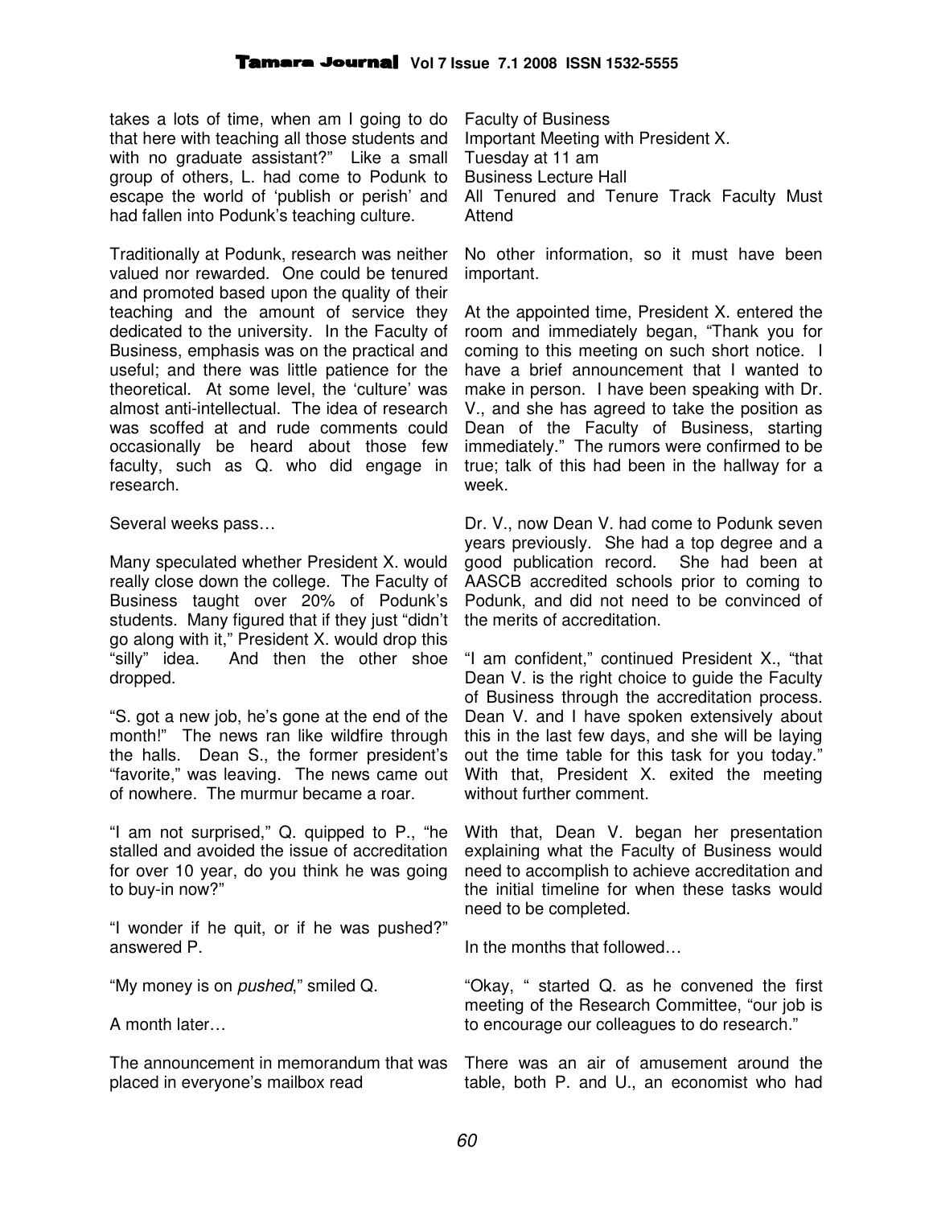takes a lots of time, when am I going to do that here with teaching all those students and with no graduate assistant?" Like a small group of others, L. had come to Podunk to escape the world of 'publish or perish' and had fallen into Podunk's teaching culture.

Traditionally at Podunk, research was neither valued nor rewarded. One could be tenured and promoted based upon the quality of their teaching and the amount of service they dedicated to the university. In the Faculty of Business, emphasis was on the practical and useful; and there was little patience for the theoretical. At some level, the 'culture' was almost anti-intellectual. The idea of research was scoffed at and rude comments could occasionally be heard about those few faculty, such as Q. who did engage in research.

Several weeks pass…

Many speculated whether President X. would really close down the college. The Faculty of Business taught over 20% of Podunk's students. Many figured that if they just "didn't go along with it," President X. would drop this "silly" idea. And then the other shoe dropped.

"S. got a new job, he's gone at the end of the month!" The news ran like wildfire through the halls. Dean S., the former president's "favorite," was leaving. The news came out of nowhere. The murmur became a roar.

"I am not surprised," Q. quipped to P., "he stalled and avoided the issue of accreditation for over 10 year, do you think he was going to buy-in now?"

"I wonder if he quit, or if he was pushed?" answered P.

"My money is on *pushed*," smiled Q.

A month later…

The announcement in memorandum that was placed in everyone's mailbox read

Faculty of Business
Important Meeting with President X.
Tuesday at 11 am
Business Lecture Hall
All Tenured and Tenure Track Faculty Must Attend

No other information, so it must have been important.

At the appointed time, President X. entered the room and immediately began, "Thank you for coming to this meeting on such short notice. I have a brief announcement that I wanted to make in person. I have been speaking with Dr. V., and she has agreed to take the position as Dean of the Faculty of Business, starting immediately." The rumors were confirmed to be true; talk of this had been in the hallway for a week.

Dr. V., now Dean V. had come to Podunk seven years previously. She had a top degree and a good publication record. She had been at AASCB accredited schools prior to coming to Podunk, and did not need to be convinced of the merits of accreditation.

"I am confident," continued President X., "that Dean V. is the right choice to guide the Faculty of Business through the accreditation process. Dean V. and I have spoken extensively about this in the last few days, and she will be laying out the time table for this task for you today." With that, President X. exited the meeting without further comment.

With that, Dean V. began her presentation explaining what the Faculty of Business would need to accomplish to achieve accreditation and the initial timeline for when these tasks would need to be completed.

In the months that followed…

"Okay, " started Q. as he convened the first meeting of the Research Committee, "our job is to encourage our colleagues to do research."

There was an air of amusement around the table, both P. and U., an economist who had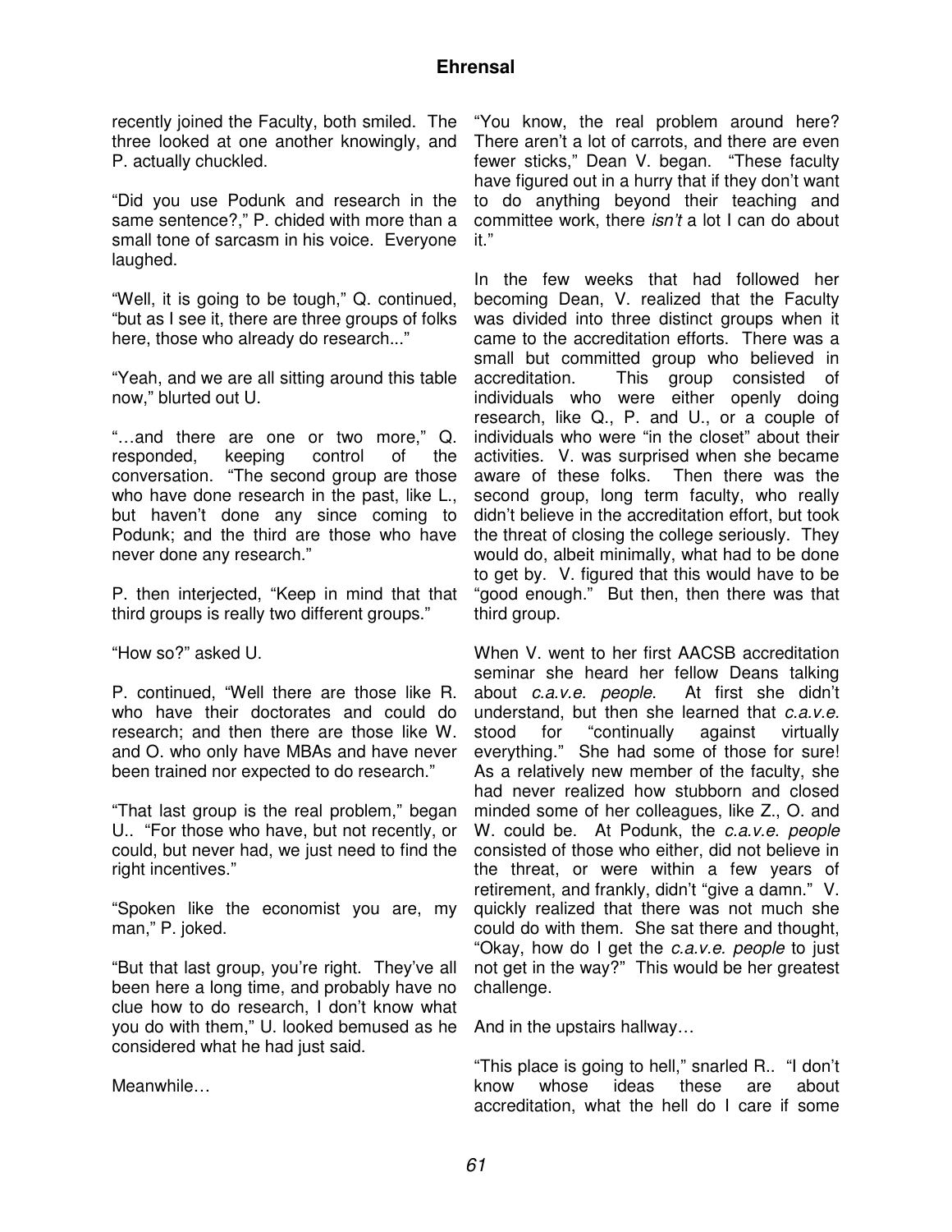recently joined the Faculty, both smiled. The three looked at one another knowingly, and P. actually chuckled.

"Did you use Podunk and research in the same sentence?," P. chided with more than a small tone of sarcasm in his voice. Everyone laughed.

"Well, it is going to be tough," Q. continued, "but as I see it, there are three groups of folks here, those who already do research..."

"Yeah, and we are all sitting around this table now," blurted out U.

"…and there are one or two more," Q. responded, keeping control of the conversation. "The second group are those who have done research in the past, like L., but haven't done any since coming to Podunk; and the third are those who have never done any research."

P. then interjected, "Keep in mind that that third groups is really two different groups."

"How so?" asked U.

P. continued, "Well there are those like R. who have their doctorates and could do research; and then there are those like W. and O. who only have MBAs and have never been trained nor expected to do research."

"That last group is the real problem," began U.. "For those who have, but not recently, or could, but never had, we just need to find the right incentives."

"Spoken like the economist you are, my man," P. joked.

"But that last group, you're right. They've all been here a long time, and probably have no clue how to do research, I don't know what you do with them," U. looked bemused as he considered what he had just said.

Meanwhile…

"You know, the real problem around here? There aren't a lot of carrots, and there are even fewer sticks," Dean V. began. "These faculty have figured out in a hurry that if they don't want to do anything beyond their teaching and committee work, there *isn't* a lot I can do about it."

In the few weeks that had followed her becoming Dean, V. realized that the Faculty was divided into three distinct groups when it came to the accreditation efforts. There was a small but committed group who believed in accreditation. This group consisted of individuals who were either openly doing research, like Q., P. and U., or a couple of individuals who were "in the closet" about their activities. V. was surprised when she became aware of these folks. Then there was the second group, long term faculty, who really didn't believe in the accreditation effort, but took the threat of closing the college seriously. They would do, albeit minimally, what had to be done to get by. V. figured that this would have to be "good enough." But then, then there was that third group.

When V. went to her first AACSB accreditation seminar she heard her fellow Deans talking about *c.a.v.e. people*. At first she didn't understand, but then she learned that *c.a.v.e.* stood for "continually against virtually everything." She had some of those for sure! As a relatively new member of the faculty, she had never realized how stubborn and closed minded some of her colleagues, like Z., O. and W. could be. At Podunk, the *c.a.v.e. people* consisted of those who either, did not believe in the threat, or were within a few years of retirement, and frankly, didn't "give a damn." V. quickly realized that there was not much she could do with them. She sat there and thought, "Okay, how do I get the *c.a.v.e. people* to just not get in the way?" This would be her greatest challenge.

And in the upstairs hallway…

"This place is going to hell," snarled R.. "I don't know whose ideas these are about accreditation, what the hell do I care if some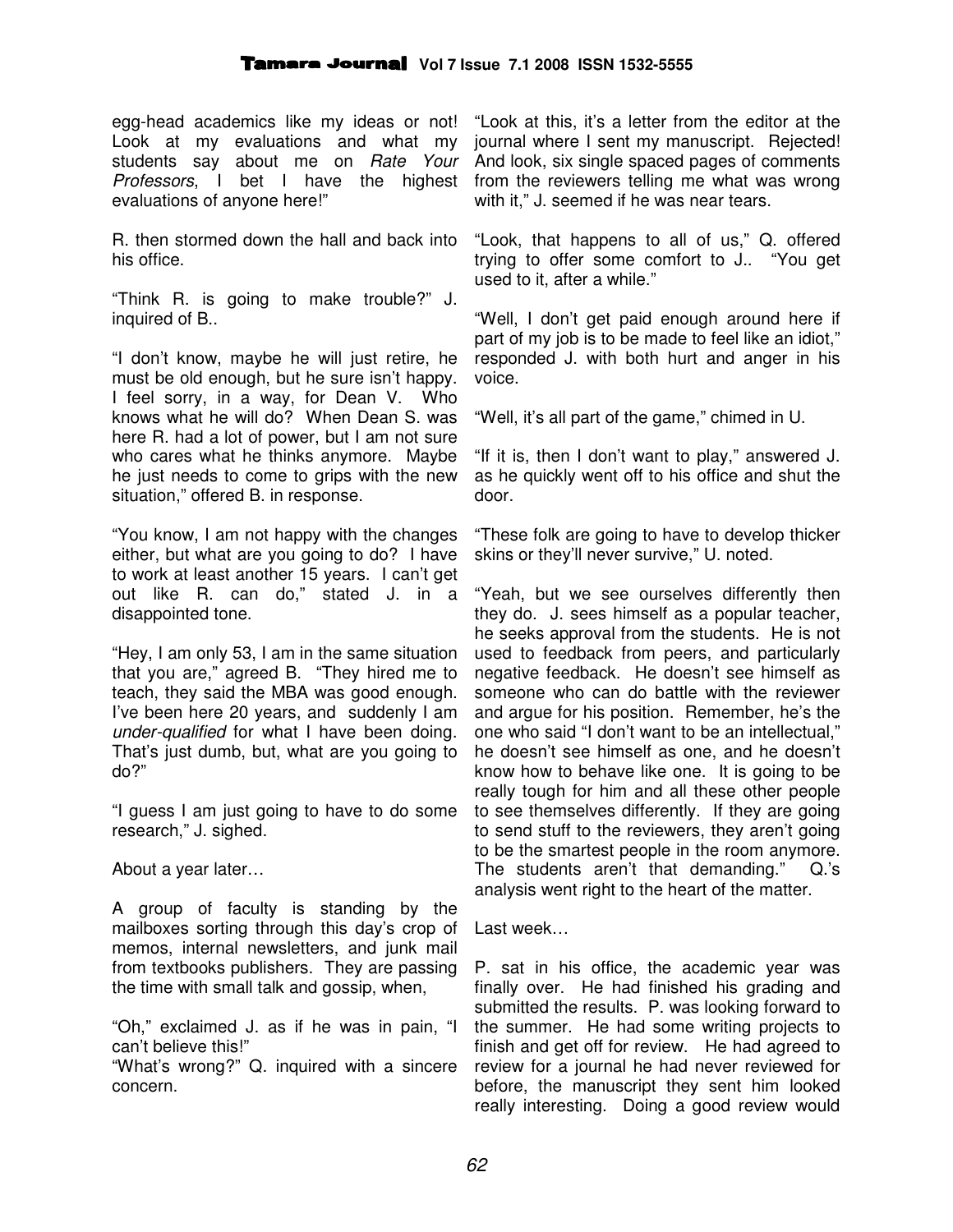egg-head academics like my ideas or not! Look at my evaluations and what my students say about me on *Rate Your Professors*, I bet I have the highest evaluations of anyone here!"

R. then stormed down the hall and back into his office.

"Think R. is going to make trouble?" J. inquired of B..

"I don't know, maybe he will just retire, he must be old enough, but he sure isn't happy. I feel sorry, in a way, for Dean V. Who knows what he will do? When Dean S. was here R. had a lot of power, but I am not sure who cares what he thinks anymore. Maybe he just needs to come to grips with the new situation," offered B. in response.

"You know, I am not happy with the changes either, but what are you going to do? I have to work at least another 15 years. I can't get out like R. can do," stated J. in a disappointed tone.

"Hey, I am only 53, I am in the same situation that you are," agreed B. "They hired me to teach, they said the MBA was good enough. I've been here 20 years, and suddenly I am *under-qualified* for what I have been doing. That's just dumb, but, what are you going to do?"

"I guess I am just going to have to do some research," J. sighed.

About a year later…

A group of faculty is standing by the mailboxes sorting through this day's crop of memos, internal newsletters, and junk mail from textbooks publishers. They are passing the time with small talk and gossip, when,

"Oh," exclaimed J. as if he was in pain, "I can't believe this!"
"What's wrong?" Q. inquired with a sincere concern.

"Look at this, it's a letter from the editor at the journal where I sent my manuscript. Rejected! And look, six single spaced pages of comments from the reviewers telling me what was wrong with it," J. seemed if he was near tears.

"Look, that happens to all of us," Q. offered trying to offer some comfort to J.. "You get used to it, after a while."

"Well, I don't get paid enough around here if part of my job is to be made to feel like an idiot," responded J. with both hurt and anger in his voice.

"Well, it's all part of the game," chimed in U.

"If it is, then I don't want to play," answered J. as he quickly went off to his office and shut the door.

"These folk are going to have to develop thicker skins or they'll never survive," U. noted.

"Yeah, but we see ourselves differently then they do. J. sees himself as a popular teacher, he seeks approval from the students. He is not used to feedback from peers, and particularly negative feedback. He doesn't see himself as someone who can do battle with the reviewer and argue for his position. Remember, he's the one who said "I don't want to be an intellectual," he doesn't see himself as one, and he doesn't know how to behave like one. It is going to be really tough for him and all these other people to see themselves differently. If they are going to send stuff to the reviewers, they aren't going to be the smartest people in the room anymore. The students aren't that demanding." Q.'s analysis went right to the heart of the matter.

Last week…

P. sat in his office, the academic year was finally over. He had finished his grading and submitted the results. P. was looking forward to the summer. He had some writing projects to finish and get off for review. He had agreed to review for a journal he had never reviewed for before, the manuscript they sent him looked really interesting. Doing a good review would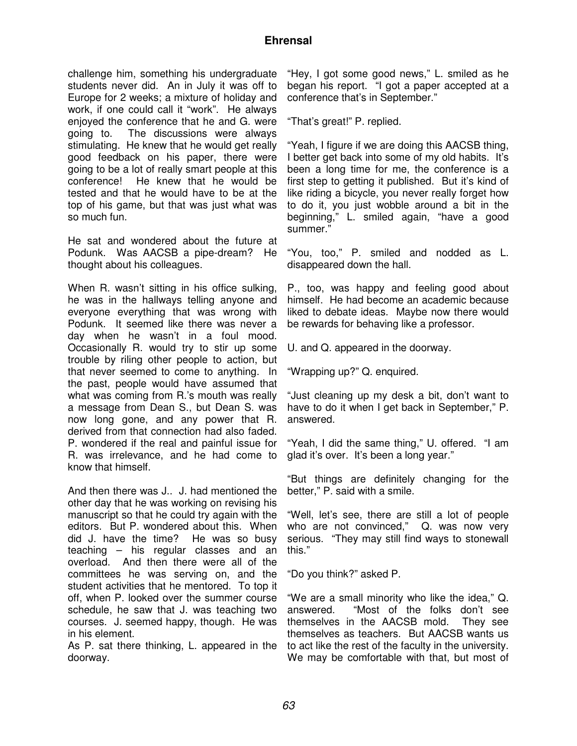challenge him, something his undergraduate students never did. An in July it was off to Europe for 2 weeks; a mixture of holiday and work, if one could call it "work". He always enjoyed the conference that he and G. were going to. The discussions were always stimulating. He knew that he would get really good feedback on his paper, there were going to be a lot of really smart people at this conference! He knew that he would be tested and that he would have to be at the top of his game, but that was just what was so much fun.

He sat and wondered about the future at Podunk. Was AACSB a pipe-dream? He thought about his colleagues.

When R. wasn't sitting in his office sulking, he was in the hallways telling anyone and everyone everything that was wrong with Podunk. It seemed like there was never a day when he wasn't in a foul mood. Occasionally R. would try to stir up some trouble by riling other people to action, but that never seemed to come to anything. In the past, people would have assumed that what was coming from R.'s mouth was really a message from Dean S., but Dean S. was now long gone, and any power that R. derived from that connection had also faded. P. wondered if the real and painful issue for R. was irrelevance, and he had come to know that himself.

And then there was J.. J. had mentioned the other day that he was working on revising his manuscript so that he could try again with the editors. But P. wondered about this. When did J. have the time? He was so busy teaching – his regular classes and an overload. And then there were all of the committees he was serving on, and the student activities that he mentored. To top it off, when P. looked over the summer course schedule, he saw that J. was teaching two courses. J. seemed happy, though. He was in his element.

As P. sat there thinking, L. appeared in the doorway.

"Hey, I got some good news," L. smiled as he began his report. "I got a paper accepted at a conference that's in September."

"That's great!" P. replied.

"Yeah, I figure if we are doing this AACSB thing, I better get back into some of my old habits. It's been a long time for me, the conference is a first step to getting it published. But it's kind of like riding a bicycle, you never really forget how to do it, you just wobble around a bit in the beginning," L. smiled again, "have a good summer."

"You, too," P. smiled and nodded as L. disappeared down the hall.

P., too, was happy and feeling good about himself. He had become an academic because liked to debate ideas. Maybe now there would be rewards for behaving like a professor.

U. and Q. appeared in the doorway.

"Wrapping up?" Q. enquired.

"Just cleaning up my desk a bit, don't want to have to do it when I get back in September," P. answered.

"Yeah, I did the same thing," U. offered. "I am glad it's over. It's been a long year."

"But things are definitely changing for the better," P. said with a smile.

"Well, let's see, there are still a lot of people who are not convinced," Q. was now very serious. "They may still find ways to stonewall this."

"Do you think?" asked P.

"We are a small minority who like the idea," Q. answered. "Most of the folks don't see themselves in the AACSB mold. They see themselves as teachers. But AACSB wants us to act like the rest of the faculty in the university. We may be comfortable with that, but most of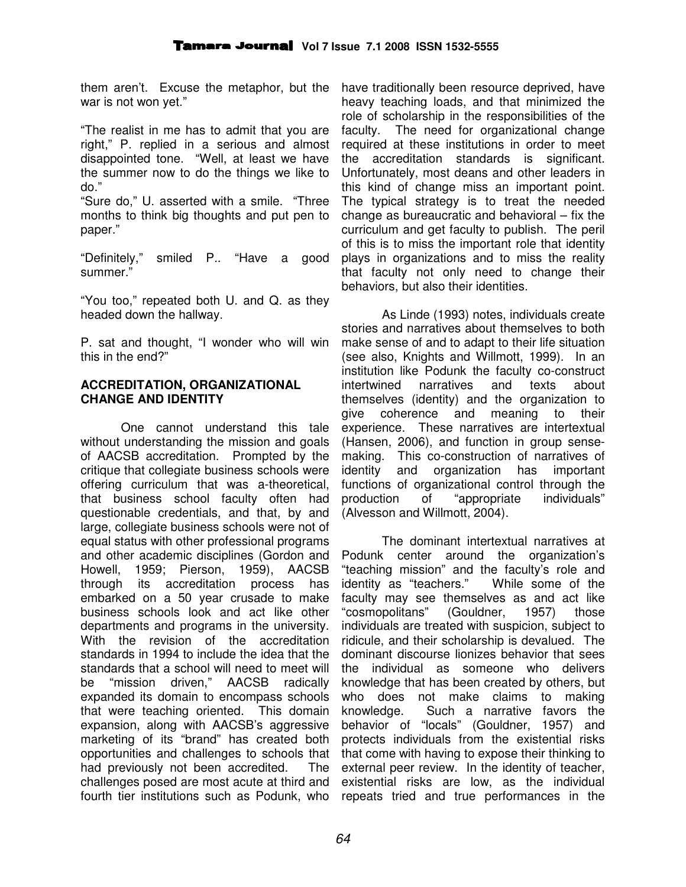them aren't. Excuse the metaphor, but the war is not won yet."

"The realist in me has to admit that you are right," P. replied in a serious and almost disappointed tone. "Well, at least we have the summer now to do the things we like to do."

"Sure do," U. asserted with a smile. "Three months to think big thoughts and put pen to paper."

"Definitely," smiled P.. "Have a good summer."

"You too," repeated both U. and Q. as they headed down the hallway.

P. sat and thought, "I wonder who will win this in the end?"

## ACCREDITATION, ORGANIZATIONAL CHANGE AND IDENTITY

One cannot understand this tale without understanding the mission and goals of AACSB accreditation. Prompted by the critique that collegiate business schools were offering curriculum that was a-theoretical, that business school faculty often had questionable credentials, and that, by and large, collegiate business schools were not of equal status with other professional programs and other academic disciplines (Gordon and Howell, 1959; Pierson, 1959), AACSB through its accreditation process has embarked on a 50 year crusade to make business schools look and act like other departments and programs in the university. With the revision of the accreditation standards in 1994 to include the idea that the standards that a school will need to meet will be "mission driven," AACSB radically expanded its domain to encompass schools that were teaching oriented. This domain expansion, along with AACSB's aggressive marketing of its "brand" has created both opportunities and challenges to schools that had previously not been accredited. The challenges posed are most acute at third and fourth tier institutions such as Podunk, who have traditionally been resource deprived, have heavy teaching loads, and that minimized the role of scholarship in the responsibilities of the faculty. The need for organizational change required at these institutions in order to meet the accreditation standards is significant. Unfortunately, most deans and other leaders in this kind of change miss an important point. The typical strategy is to treat the needed change as bureaucratic and behavioral – fix the curriculum and get faculty to publish. The peril of this is to miss the important role that identity plays in organizations and to miss the reality that faculty not only need to change their behaviors, but also their identities.

As Linde (1993) notes, individuals create stories and narratives about themselves to both make sense of and to adapt to their life situation (see also, Knights and Willmott, 1999). In an institution like Podunk the faculty co-construct intertwined narratives and texts about themselves (identity) and the organization to give coherence and meaning to their experience. These narratives are intertextual (Hansen, 2006), and function in group sense-making. This co-construction of narratives of identity and organization has important functions of organizational control through the production of "appropriate individuals" (Alvesson and Willmott, 2004).

The dominant intertextual narratives at Podunk center around the organization's "teaching mission" and the faculty's role and identity as "teachers." While some of the faculty may see themselves as and act like "cosmopolitans" (Gouldner, 1957) those individuals are treated with suspicion, subject to ridicule, and their scholarship is devalued. The dominant discourse lionizes behavior that sees the individual as someone who delivers knowledge that has been created by others, but who does not make claims to making knowledge. Such a narrative favors the behavior of "locals" (Gouldner, 1957) and protects individuals from the existential risks that come with having to expose their thinking to external peer review. In the identity of teacher, existential risks are low, as the individual repeats tried and true performances in the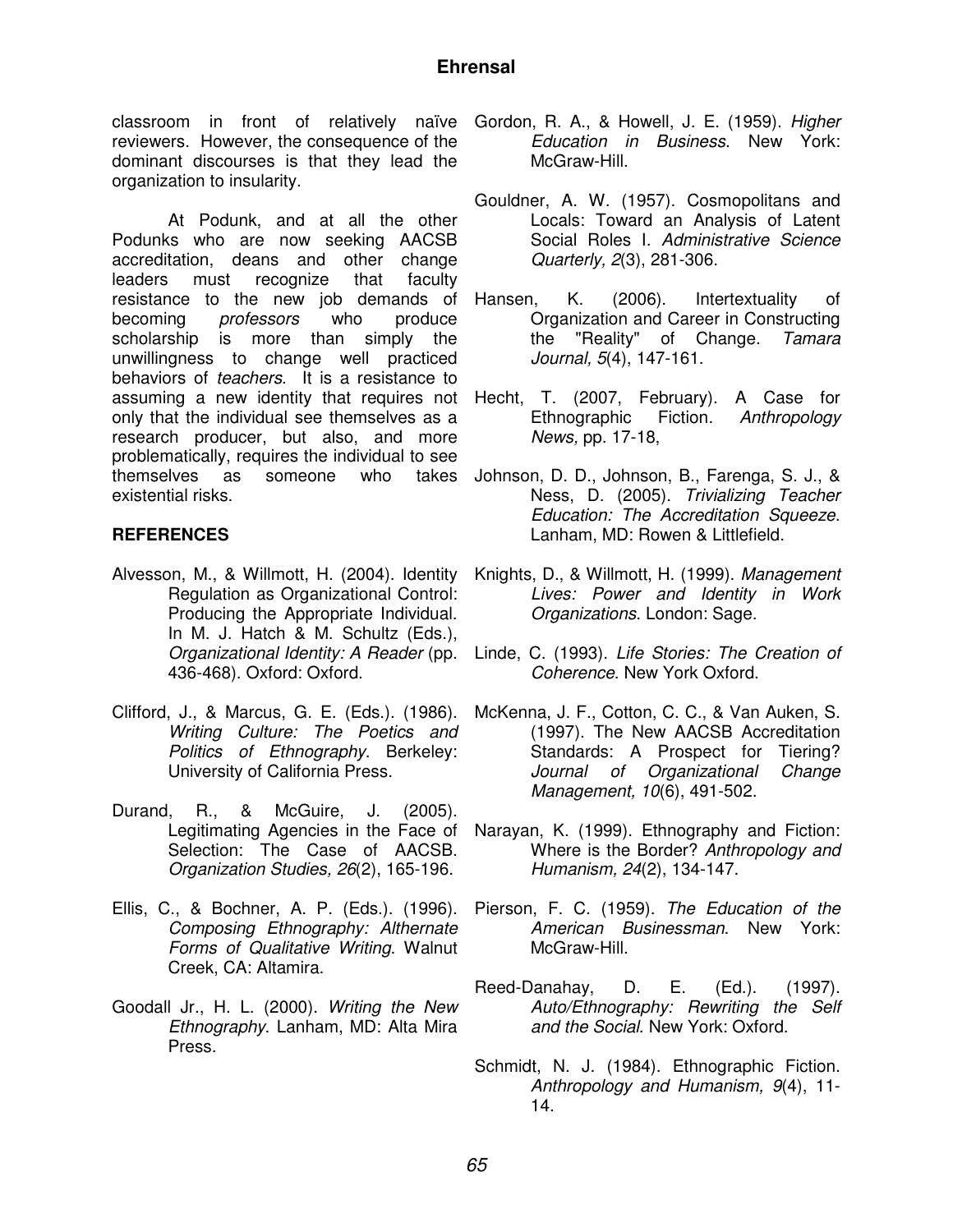classroom in front of relatively naïve reviewers. However, the consequence of the dominant discourses is that they lead the organization to insularity.

At Podunk, and at all the other Podunks who are now seeking AACSB accreditation, deans and other change leaders must recognize that faculty resistance to the new job demands of becoming *professors* who produce scholarship is more than simply the unwillingness to change well practiced behaviors of *teachers*. It is a resistance to assuming a new identity that requires not only that the individual see themselves as a research producer, but also, and more problematically, requires the individual to see themselves as someone who takes existential risks.

## REFERENCES

Alvesson, M., & Willmott, H. (2004). Identity Regulation as Organizational Control: Producing the Appropriate Individual. In M. J. Hatch & M. Schultz (Eds.), *Organizational Identity: A Reader* (pp. 436-468). Oxford: Oxford.

Clifford, J., & Marcus, G. E. (Eds.). (1986). *Writing Culture: The Poetics and Politics of Ethnography*. Berkeley: University of California Press.

Durand, R., & McGuire, J. (2005). Legitimating Agencies in the Face of Selection: The Case of AACSB. *Organization Studies, 26*(2), 165-196.

Ellis, C., & Bochner, A. P. (Eds.). (1996). *Composing Ethnography: Althernate Forms of Qualitative Writing*. Walnut Creek, CA: Altamira.

Goodall Jr., H. L. (2000). *Writing the New Ethnography*. Lanham, MD: Alta Mira Press.

Gordon, R. A., & Howell, J. E. (1959). *Higher Education in Business*. New York: McGraw-Hill.

Gouldner, A. W. (1957). Cosmopolitans and Locals: Toward an Analysis of Latent Social Roles I. *Administrative Science Quarterly, 2*(3), 281-306.

Hansen, K. (2006). Intertextuality of Organization and Career in Constructing the "Reality" of Change. *Tamara Journal, 5*(4), 147-161.

Hecht, T. (2007, February). A Case for Ethnographic Fiction. *Anthropology News,* pp. 17-18,

Johnson, D. D., Johnson, B., Farenga, S. J., & Ness, D. (2005). *Trivializing Teacher Education: The Accreditation Squeeze*. Lanham, MD: Rowen & Littlefield.

Knights, D., & Willmott, H. (1999). *Management Lives: Power and Identity in Work Organizations*. London: Sage.

Linde, C. (1993). *Life Stories: The Creation of Coherence*. New York Oxford.

McKenna, J. F., Cotton, C. C., & Van Auken, S. (1997). The New AACSB Accreditation Standards: A Prospect for Tiering? *Journal of Organizational Change Management, 10*(6), 491-502.

Narayan, K. (1999). Ethnography and Fiction: Where is the Border? *Anthropology and Humanism, 24*(2), 134-147.

Pierson, F. C. (1959). *The Education of the American Businessman*. New York: McGraw-Hill.

Reed-Danahay, D. E. (Ed.). (1997). *Auto/Ethnography: Rewriting the Self and the Social*. New York: Oxford.

Schmidt, N. J. (1984). Ethnographic Fiction. *Anthropology and Humanism, 9*(4), 11-14.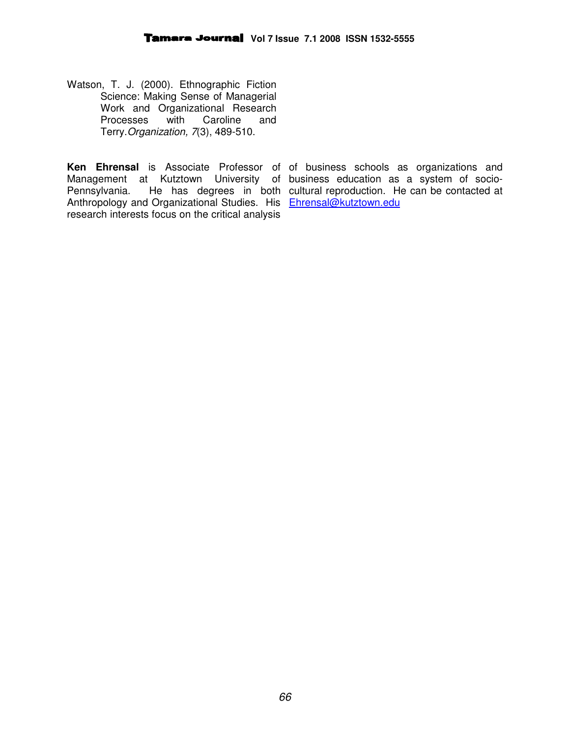Watson, T. J. (2000). Ethnographic Fiction Science: Making Sense of Managerial Work and Organizational Research Processes with Caroline and Terry. *Organization, 7*(3), 489-510.

**Ken Ehrensal** is Associate Professor of Management at Kutztown University of Pennsylvania. He has degrees in both Anthropology and Organizational Studies. His research interests focus on the critical analysis of business schools as organizations and business education as a system of socio-cultural reproduction. He can be contacted at Ehrensal@kutztown.edu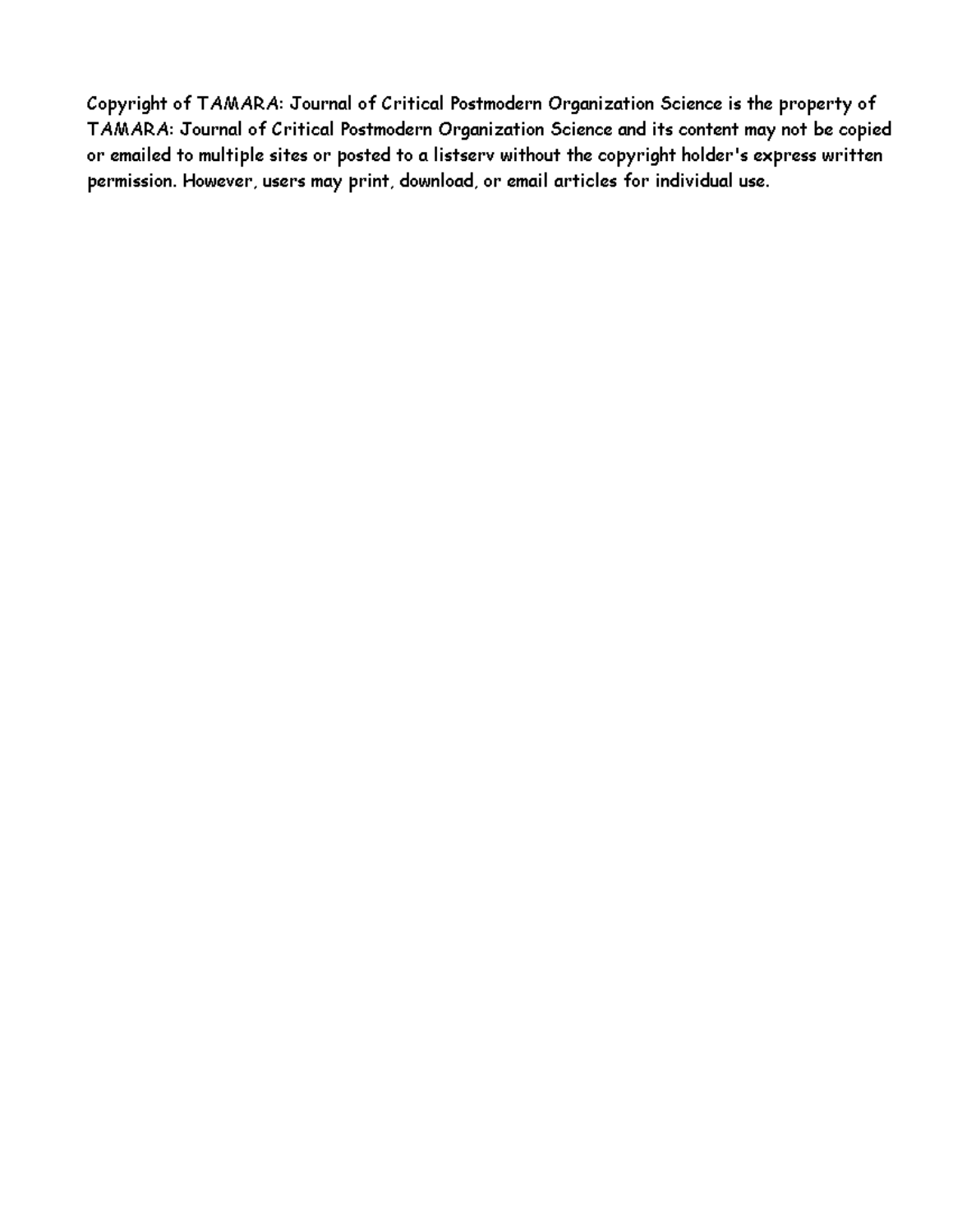Copyright of TAMARA: Journal of Critical Postmodern Organization Science is the property of TAMARA: Journal of Critical Postmodern Organization Science and its content may not be copied or emailed to multiple sites or posted to a listserv without the copyright holder's express written permission. However, users may print, download, or email articles for individual use.